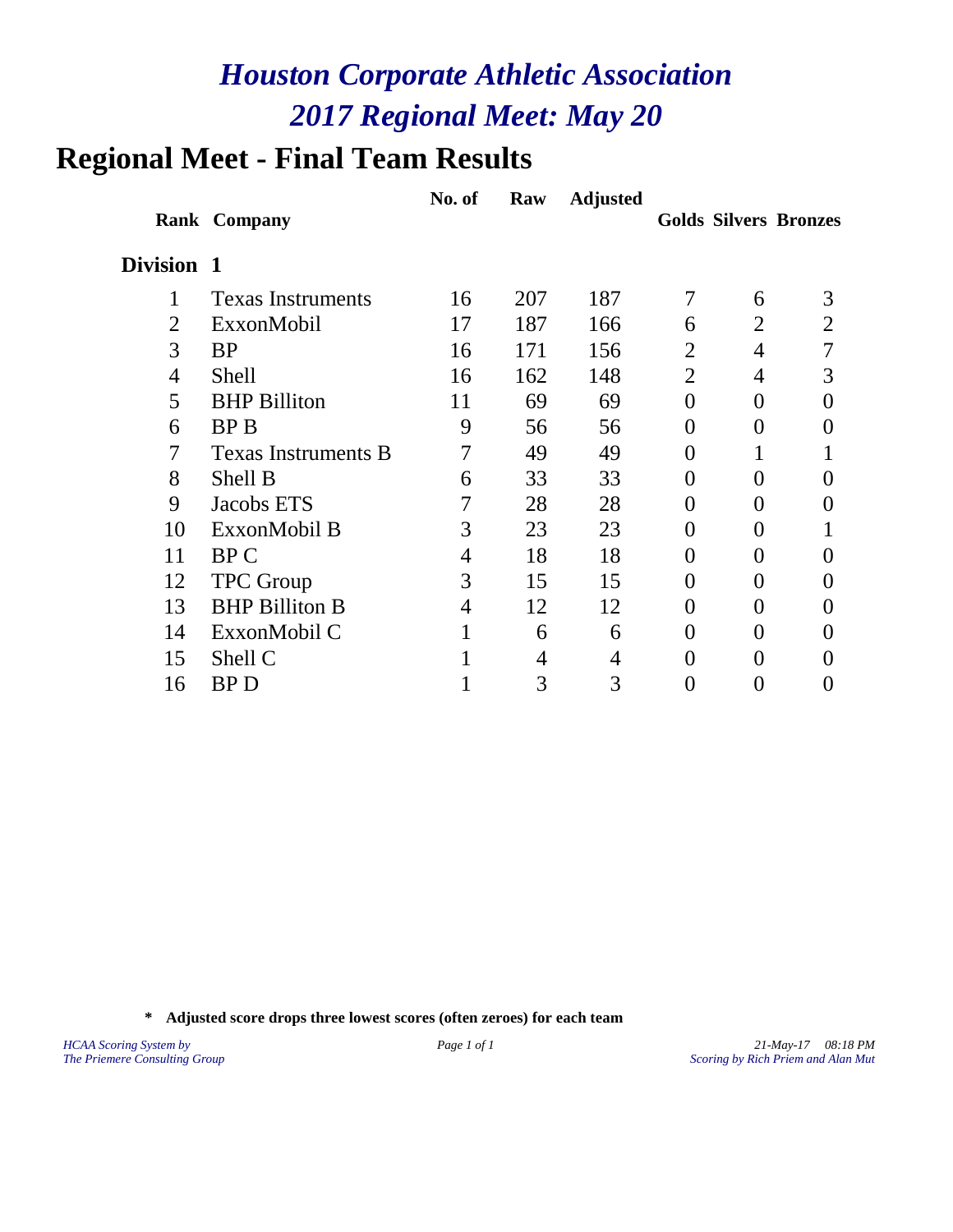# *Houston Corporate Athletic Association*
# *2017 Regional Meet: May 20*

## Regional Meet - Final Team Results

**Division 1**

| Rank | Company | No. of | Raw | Adjusted | Golds | Silvers | Bronzes |
|---|---|---|---|---|---|---|---|
| 1 | Texas Instruments | 16 | 207 | 187 | 7 | 6 | 3 |
| 2 | ExxonMobil | 17 | 187 | 166 | 6 | 2 | 2 |
| 3 | BP | 16 | 171 | 156 | 2 | 4 | 7 |
| 4 | Shell | 16 | 162 | 148 | 2 | 4 | 3 |
| 5 | BHP Billiton | 11 | 69 | 69 | 0 | 0 | 0 |
| 6 | BP B | 9 | 56 | 56 | 0 | 0 | 0 |
| 7 | Texas Instruments B | 7 | 49 | 49 | 0 | 1 | 1 |
| 8 | Shell B | 6 | 33 | 33 | 0 | 0 | 0 |
| 9 | Jacobs ETS | 7 | 28 | 28 | 0 | 0 | 0 |
| 10 | ExxonMobil B | 3 | 23 | 23 | 0 | 0 | 1 |
| 11 | BP C | 4 | 18 | 18 | 0 | 0 | 0 |
| 12 | TPC Group | 3 | 15 | 15 | 0 | 0 | 0 |
| 13 | BHP Billiton B | 4 | 12 | 12 | 0 | 0 | 0 |
| 14 | ExxonMobil C | 1 | 6 | 6 | 0 | 0 | 0 |
| 15 | Shell C | 1 | 4 | 4 | 0 | 0 | 0 |
| 16 | BP D | 1 | 3 | 3 | 0 | 0 | 0 |

**\* Adjusted score drops three lowest scores (often zeroes) for each team**

*HCAA Scoring System by*
*The Priemere Consulting Group*

*21-May-17 08:18 PM*
*Scoring by Rich Priem and Alan Mut*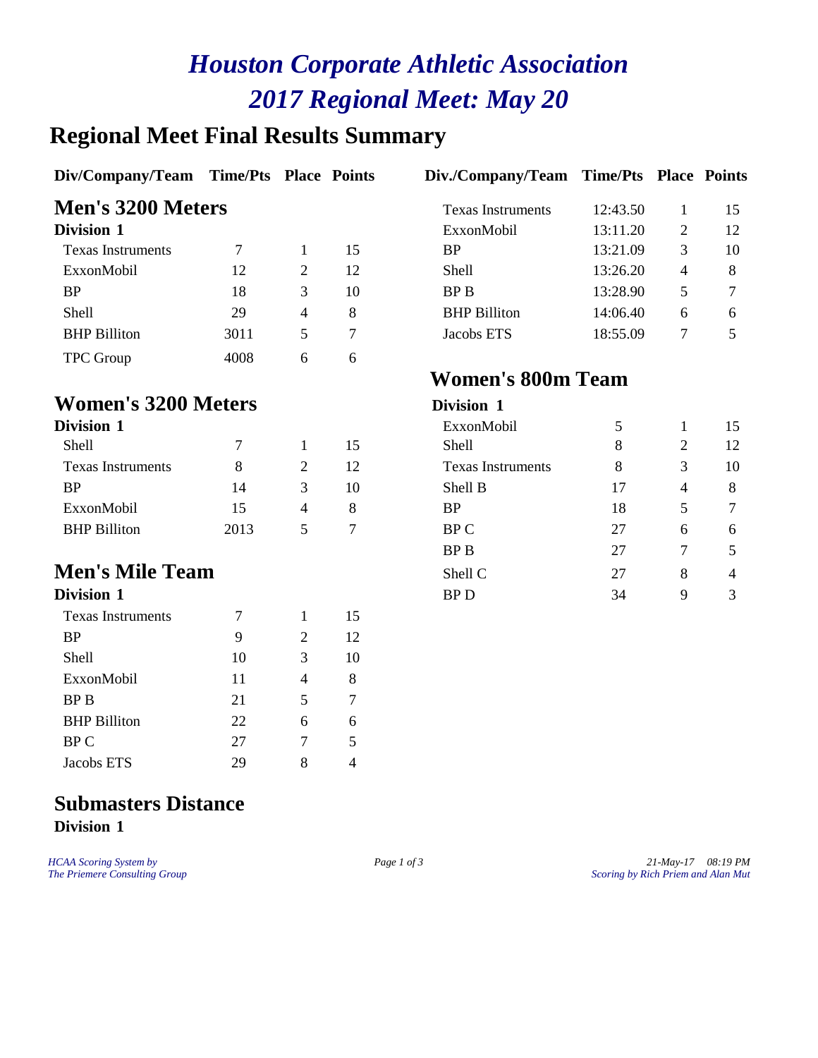# *Houston Corporate Athletic Association*
# *2017 Regional Meet: May 20*

## Regional Meet Final Results Summary

### Men's 3200 Meters

**Division 1**

| Div/Company/Team | Time/Pts | Place | Points |
|---|---|---|---|
| Texas Instruments | 7 | 1 | 15 |
| ExxonMobil | 12 | 2 | 12 |
| BP | 18 | 3 | 10 |
| Shell | 29 | 4 | 8 |
| BHP Billiton | 3011 | 5 | 7 |
| TPC Group | 4008 | 6 | 6 |

### Women's 3200 Meters

**Division 1**

| Div/Company/Team | Time/Pts | Place | Points |
|---|---|---|---|
| Shell | 7 | 1 | 15 |
| Texas Instruments | 8 | 2 | 12 |
| BP | 14 | 3 | 10 |
| ExxonMobil | 15 | 4 | 8 |
| BHP Billiton | 2013 | 5 | 7 |

### Men's Mile Team

**Division 1**

| Div/Company/Team | Time/Pts | Place | Points |
|---|---|---|---|
| Texas Instruments | 7 | 1 | 15 |
| BP | 9 | 2 | 12 |
| Shell | 10 | 3 | 10 |
| ExxonMobil | 11 | 4 | 8 |
| BP B | 21 | 5 | 7 |
| BHP Billiton | 22 | 6 | 6 |
| BP C | 27 | 7 | 5 |
| Jacobs ETS | 29 | 8 | 4 |

### Submasters Distance

**Division 1**

| Div./Company/Team | Time/Pts | Place | Points |
|---|---|---|---|
| Texas Instruments | 12:43.50 | 1 | 15 |
| ExxonMobil | 13:11.20 | 2 | 12 |
| BP | 13:21.09 | 3 | 10 |
| Shell | 13:26.20 | 4 | 8 |
| BP B | 13:28.90 | 5 | 7 |
| BHP Billiton | 14:06.40 | 6 | 6 |
| Jacobs ETS | 18:55.09 | 7 | 5 |

### Women's 800m Team

**Division 1**

| Div./Company/Team | Time/Pts | Place | Points |
|---|---|---|---|
| ExxonMobil | 5 | 1 | 15 |
| Shell | 8 | 2 | 12 |
| Texas Instruments | 8 | 3 | 10 |
| Shell B | 17 | 4 | 8 |
| BP | 18 | 5 | 7 |
| BP C | 27 | 6 | 6 |
| BP B | 27 | 7 | 5 |
| Shell C | 27 | 8 | 4 |
| BP D | 34 | 9 | 3 |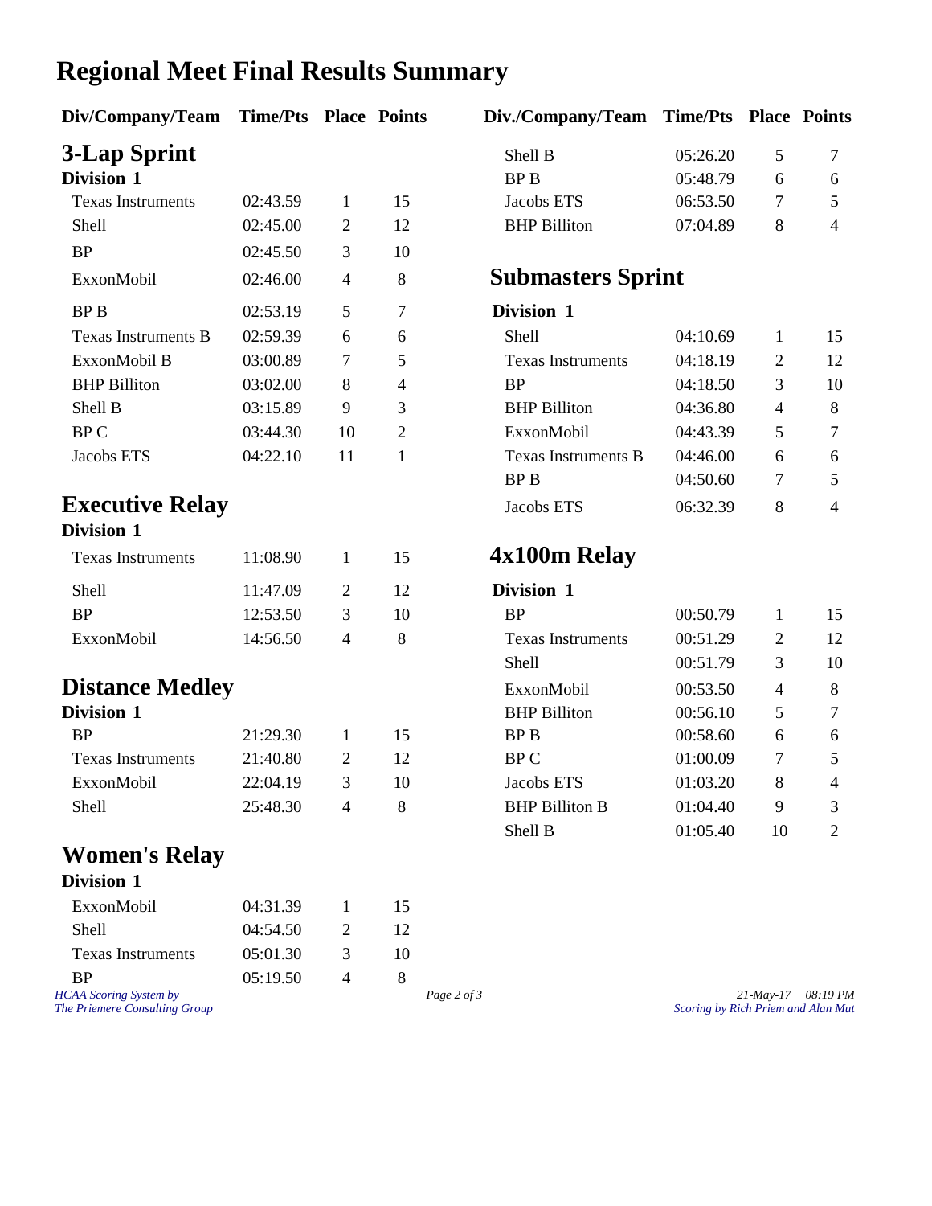# Regional Meet Final Results Summary

## 3-Lap Sprint

**Division 1**

| Div/Company/Team | Time/Pts | Place | Points |
|---|---|---|---|
| Texas Instruments | 02:43.59 | 1 | 15 |
| Shell | 02:45.00 | 2 | 12 |
| BP | 02:45.50 | 3 | 10 |
| ExxonMobil | 02:46.00 | 4 | 8 |
| BP B | 02:53.19 | 5 | 7 |
| Texas Instruments B | 02:59.39 | 6 | 6 |
| ExxonMobil B | 03:00.89 | 7 | 5 |
| BHP Billiton | 03:02.00 | 8 | 4 |
| Shell B | 03:15.89 | 9 | 3 |
| BP C | 03:44.30 | 10 | 2 |
| Jacobs ETS | 04:22.10 | 11 | 1 |

## Executive Relay

**Division 1**

| Div/Company/Team | Time/Pts | Place | Points |
|---|---|---|---|
| Texas Instruments | 11:08.90 | 1 | 15 |
| Shell | 11:47.09 | 2 | 12 |
| BP | 12:53.50 | 3 | 10 |
| ExxonMobil | 14:56.50 | 4 | 8 |

## Distance Medley

**Division 1**

| Div/Company/Team | Time/Pts | Place | Points |
|---|---|---|---|
| BP | 21:29.30 | 1 | 15 |
| Texas Instruments | 21:40.80 | 2 | 12 |
| ExxonMobil | 22:04.19 | 3 | 10 |
| Shell | 25:48.30 | 4 | 8 |

## Women's Relay

**Division 1**

| Div/Company/Team | Time/Pts | Place | Points |
|---|---|---|---|
| ExxonMobil | 04:31.39 | 1 | 15 |
| Shell | 04:54.50 | 2 | 12 |
| Texas Instruments | 05:01.30 | 3 | 10 |
| BP | 05:19.50 | 4 | 8 |
| Shell B | 05:26.20 | 5 | 7 |
| BP B | 05:48.79 | 6 | 6 |
| Jacobs ETS | 06:53.50 | 7 | 5 |
| BHP Billiton | 07:04.89 | 8 | 4 |

## Submasters Sprint

**Division 1**

| Div./Company/Team | Time/Pts | Place | Points |
|---|---|---|---|
| Shell | 04:10.69 | 1 | 15 |
| Texas Instruments | 04:18.19 | 2 | 12 |
| BP | 04:18.50 | 3 | 10 |
| BHP Billiton | 04:36.80 | 4 | 8 |
| ExxonMobil | 04:43.39 | 5 | 7 |
| Texas Instruments B | 04:46.00 | 6 | 6 |
| BP B | 04:50.60 | 7 | 5 |
| Jacobs ETS | 06:32.39 | 8 | 4 |

## 4x100m Relay

**Division 1**

| Div./Company/Team | Time/Pts | Place | Points |
|---|---|---|---|
| BP | 00:50.79 | 1 | 15 |
| Texas Instruments | 00:51.29 | 2 | 12 |
| Shell | 00:51.79 | 3 | 10 |
| ExxonMobil | 00:53.50 | 4 | 8 |
| BHP Billiton | 00:56.10 | 5 | 7 |
| BP B | 00:58.60 | 6 | 6 |
| BP C | 01:00.09 | 7 | 5 |
| Jacobs ETS | 01:03.20 | 8 | 4 |
| BHP Billiton B | 01:04.40 | 9 | 3 |
| Shell B | 01:05.40 | 10 | 2 |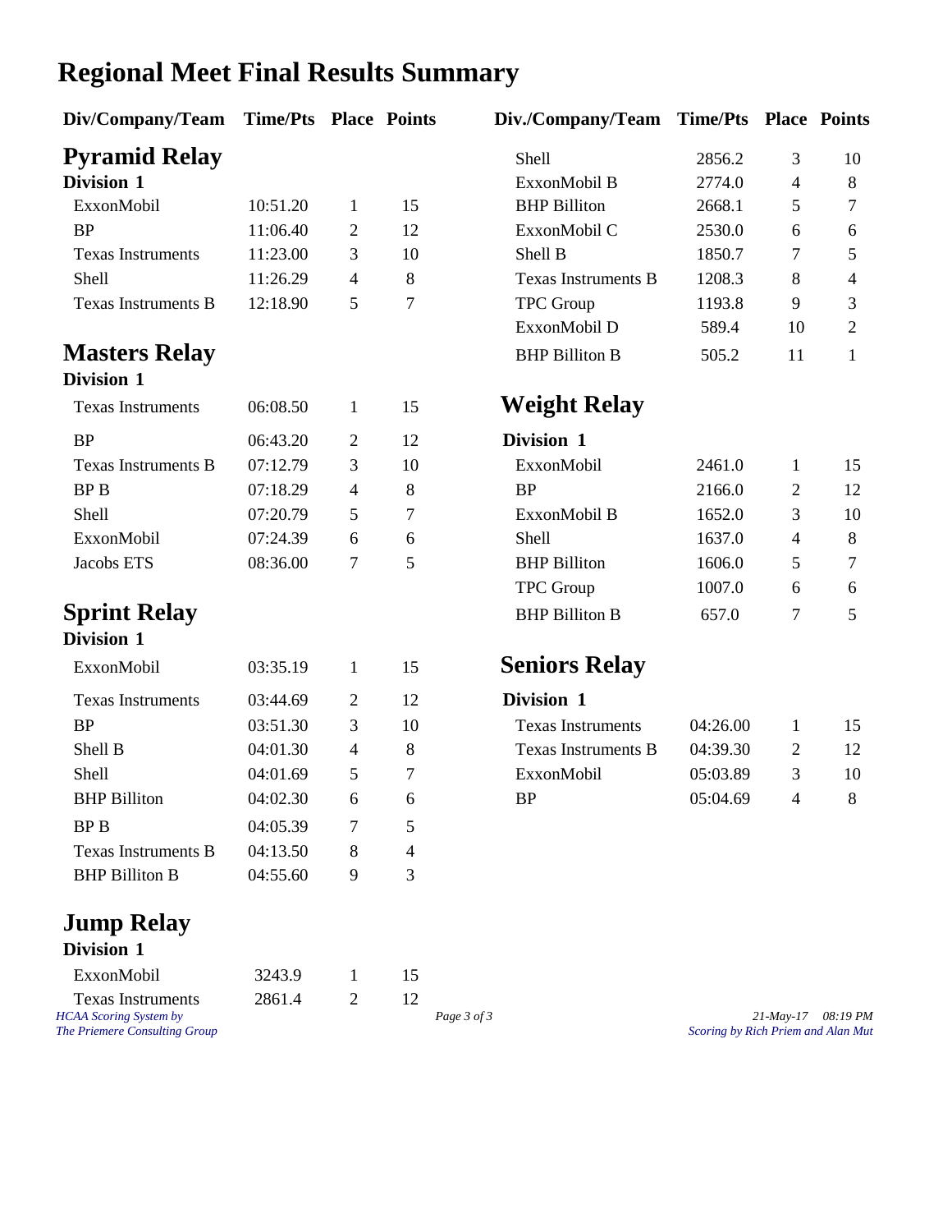# Regional Meet Final Results Summary

## Pyramid Relay

### Division 1

| Div/Company/Team | Time/Pts | Place | Points |
|---|---|---|---|
| ExxonMobil | 10:51.20 | 1 | 15 |
| BP | 11:06.40 | 2 | 12 |
| Texas Instruments | 11:23.00 | 3 | 10 |
| Shell | 11:26.29 | 4 | 8 |
| Texas Instruments B | 12:18.90 | 5 | 7 |

## Masters Relay

### Division 1

| Div/Company/Team | Time/Pts | Place | Points |
|---|---|---|---|
| Texas Instruments | 06:08.50 | 1 | 15 |
| BP | 06:43.20 | 2 | 12 |
| Texas Instruments B | 07:12.79 | 3 | 10 |
| BP B | 07:18.29 | 4 | 8 |
| Shell | 07:20.79 | 5 | 7 |
| ExxonMobil | 07:24.39 | 6 | 6 |
| Jacobs ETS | 08:36.00 | 7 | 5 |

## Sprint Relay

### Division 1

| Div/Company/Team | Time/Pts | Place | Points |
|---|---|---|---|
| ExxonMobil | 03:35.19 | 1 | 15 |
| Texas Instruments | 03:44.69 | 2 | 12 |
| BP | 03:51.30 | 3 | 10 |
| Shell B | 04:01.30 | 4 | 8 |
| Shell | 04:01.69 | 5 | 7 |
| BHP Billiton | 04:02.30 | 6 | 6 |
| BP B | 04:05.39 | 7 | 5 |
| Texas Instruments B | 04:13.50 | 8 | 4 |
| BHP Billiton B | 04:55.60 | 9 | 3 |

## Jump Relay

### Division 1

| Div/Company/Team | Time/Pts | Place | Points |
|---|---|---|---|
| ExxonMobil | 3243.9 | 1 | 15 |
| Texas Instruments | 2861.4 | 2 | 12 |
| Shell | 2856.2 | 3 | 10 |
| ExxonMobil B | 2774.0 | 4 | 8 |
| BHP Billiton | 2668.1 | 5 | 7 |
| ExxonMobil C | 2530.0 | 6 | 6 |
| Shell B | 1850.7 | 7 | 5 |
| Texas Instruments B | 1208.3 | 8 | 4 |
| TPC Group | 1193.8 | 9 | 3 |
| ExxonMobil D | 589.4 | 10 | 2 |
| BHP Billiton B | 505.2 | 11 | 1 |

## Weight Relay

### Division 1

| Div./Company/Team | Time/Pts | Place | Points |
|---|---|---|---|
| ExxonMobil | 2461.0 | 1 | 15 |
| BP | 2166.0 | 2 | 12 |
| ExxonMobil B | 1652.0 | 3 | 10 |
| Shell | 1637.0 | 4 | 8 |
| BHP Billiton | 1606.0 | 5 | 7 |
| TPC Group | 1007.0 | 6 | 6 |
| BHP Billiton B | 657.0 | 7 | 5 |

## Seniors Relay

### Division 1

| Div./Company/Team | Time/Pts | Place | Points |
|---|---|---|---|
| Texas Instruments | 04:26.00 | 1 | 15 |
| Texas Instruments B | 04:39.30 | 2 | 12 |
| ExxonMobil | 05:03.89 | 3 | 10 |
| BP | 05:04.69 | 4 | 8 |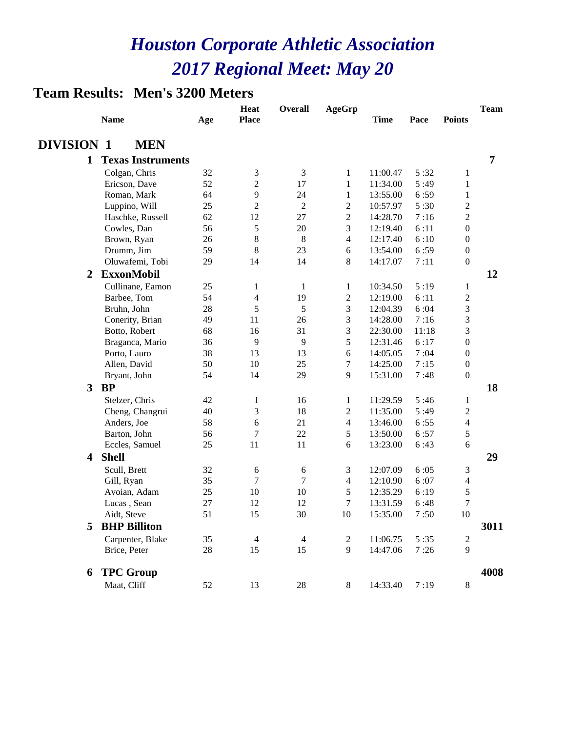# *Houston Corporate Athletic Association*
# *2017 Regional Meet: May 20*

## Team Results: Men's 3200 Meters

| | Name | Age | Heat Place | Overall | AgeGrp | Time | Pace | Points | Team |
|---|---|---|---|---|---|---|---|---|---|
| **DIVISION 1** | **MEN** | | | | | | | | |
| **1** | **Texas Instruments** | | | | | | | | **7** |
| | Colgan, Chris | 32 | 3 | 3 | 1 | 11:00.47 | 5 :32 | 1 | |
| | Ericson, Dave | 52 | 2 | 17 | 1 | 11:34.00 | 5 :49 | 1 | |
| | Roman, Mark | 64 | 9 | 24 | 1 | 13:55.00 | 6 :59 | 1 | |
| | Luppino, Will | 25 | 2 | 2 | 2 | 10:57.97 | 5 :30 | 2 | |
| | Haschke, Russell | 62 | 12 | 27 | 2 | 14:28.70 | 7 :16 | 2 | |
| | Cowles, Dan | 56 | 5 | 20 | 3 | 12:19.40 | 6 :11 | 0 | |
| | Brown, Ryan | 26 | 8 | 8 | 4 | 12:17.40 | 6 :10 | 0 | |
| | Drumm, Jim | 59 | 8 | 23 | 6 | 13:54.00 | 6 :59 | 0 | |
| | Oluwafemi, Tobi | 29 | 14 | 14 | 8 | 14:17.07 | 7 :11 | 0 | |
| **2** | **ExxonMobil** | | | | | | | | **12** |
| | Cullinane, Eamon | 25 | 1 | 1 | 1 | 10:34.50 | 5 :19 | 1 | |
| | Barbee, Tom | 54 | 4 | 19 | 2 | 12:19.00 | 6 :11 | 2 | |
| | Bruhn, John | 28 | 5 | 5 | 3 | 12:04.39 | 6 :04 | 3 | |
| | Conerity, Brian | 49 | 11 | 26 | 3 | 14:28.00 | 7 :16 | 3 | |
| | Botto, Robert | 68 | 16 | 31 | 3 | 22:30.00 | 11:18 | 3 | |
| | Braganca, Mario | 36 | 9 | 9 | 5 | 12:31.46 | 6 :17 | 0 | |
| | Porto, Lauro | 38 | 13 | 13 | 6 | 14:05.05 | 7 :04 | 0 | |
| | Allen, David | 50 | 10 | 25 | 7 | 14:25.00 | 7 :15 | 0 | |
| | Bryant, John | 54 | 14 | 29 | 9 | 15:31.00 | 7 :48 | 0 | |
| **3** | **BP** | | | | | | | | **18** |
| | Stelzer, Chris | 42 | 1 | 16 | 1 | 11:29.59 | 5 :46 | 1 | |
| | Cheng, Changrui | 40 | 3 | 18 | 2 | 11:35.00 | 5 :49 | 2 | |
| | Anders, Joe | 58 | 6 | 21 | 4 | 13:46.00 | 6 :55 | 4 | |
| | Barton, John | 56 | 7 | 22 | 5 | 13:50.00 | 6 :57 | 5 | |
| | Eccles, Samuel | 25 | 11 | 11 | 6 | 13:23.00 | 6 :43 | 6 | |
| **4** | **Shell** | | | | | | | | **29** |
| | Scull, Brett | 32 | 6 | 6 | 3 | 12:07.09 | 6 :05 | 3 | |
| | Gill, Ryan | 35 | 7 | 7 | 4 | 12:10.90 | 6 :07 | 4 | |
| | Avoian, Adam | 25 | 10 | 10 | 5 | 12:35.29 | 6 :19 | 5 | |
| | Lucas , Sean | 27 | 12 | 12 | 7 | 13:31.59 | 6 :48 | 7 | |
| | Aidt, Steve | 51 | 15 | 30 | 10 | 15:35.00 | 7 :50 | 10 | |
| **5** | **BHP Billiton** | | | | | | | | **3011** |
| | Carpenter, Blake | 35 | 4 | 4 | 2 | 11:06.75 | 5 :35 | 2 | |
| | Brice, Peter | 28 | 15 | 15 | 9 | 14:47.06 | 7 :26 | 9 | |
| **6** | **TPC Group** | | | | | | | | **4008** |
| | Maat, Cliff | 52 | 13 | 28 | 8 | 14:33.40 | 7 :19 | 8 | |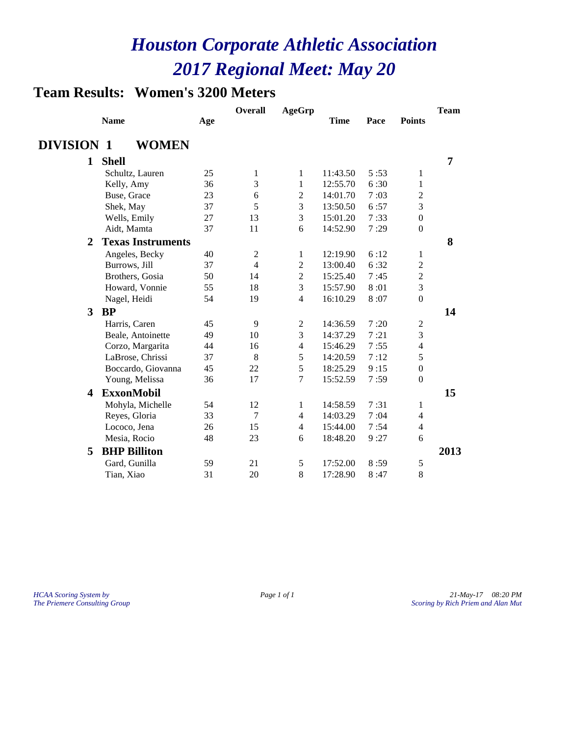# *Houston Corporate Athletic Association*
# *2017 Regional Meet: May 20*

## Team Results: Women's 3200 Meters

### DIVISION 1 WOMEN

| | Name | Age | Overall | AgeGrp | Time | Pace | Points | Team |
|---|---|---|---|---|---|---|---|---|
| **1** | **Shell** | | | | | | | **7** |
| | Schultz, Lauren | 25 | 1 | 1 | 11:43.50 | 5 :53 | 1 | |
| | Kelly, Amy | 36 | 3 | 1 | 12:55.70 | 6 :30 | 1 | |
| | Buse, Grace | 23 | 6 | 2 | 14:01.70 | 7 :03 | 2 | |
| | Shek, May | 37 | 5 | 3 | 13:50.50 | 6 :57 | 3 | |
| | Wells, Emily | 27 | 13 | 3 | 15:01.20 | 7 :33 | 0 | |
| | Aidt, Mamta | 37 | 11 | 6 | 14:52.90 | 7 :29 | 0 | |
| **2** | **Texas Instruments** | | | | | | | **8** |
| | Angeles, Becky | 40 | 2 | 1 | 12:19.90 | 6 :12 | 1 | |
| | Burrows, Jill | 37 | 4 | 2 | 13:00.40 | 6 :32 | 2 | |
| | Brothers, Gosia | 50 | 14 | 2 | 15:25.40 | 7 :45 | 2 | |
| | Howard, Vonnie | 55 | 18 | 3 | 15:57.90 | 8 :01 | 3 | |
| | Nagel, Heidi | 54 | 19 | 4 | 16:10.29 | 8 :07 | 0 | |
| **3** | **BP** | | | | | | | **14** |
| | Harris, Caren | 45 | 9 | 2 | 14:36.59 | 7 :20 | 2 | |
| | Beale, Antoinette | 49 | 10 | 3 | 14:37.29 | 7 :21 | 3 | |
| | Corzo, Margarita | 44 | 16 | 4 | 15:46.29 | 7 :55 | 4 | |
| | LaBrose, Chrissi | 37 | 8 | 5 | 14:20.59 | 7 :12 | 5 | |
| | Boccardo, Giovanna | 45 | 22 | 5 | 18:25.29 | 9 :15 | 0 | |
| | Young, Melissa | 36 | 17 | 7 | 15:52.59 | 7 :59 | 0 | |
| **4** | **ExxonMobil** | | | | | | | **15** |
| | Mohyla, Michelle | 54 | 12 | 1 | 14:58.59 | 7 :31 | 1 | |
| | Reyes, Gloria | 33 | 7 | 4 | 14:03.29 | 7 :04 | 4 | |
| | Lococo, Jena | 26 | 15 | 4 | 15:44.00 | 7 :54 | 4 | |
| | Mesia, Rocio | 48 | 23 | 6 | 18:48.20 | 9 :27 | 6 | |
| **5** | **BHP Billiton** | | | | | | | **2013** |
| | Gard, Gunilla | 59 | 21 | 5 | 17:52.00 | 8 :59 | 5 | |
| | Tian, Xiao | 31 | 20 | 8 | 17:28.90 | 8 :47 | 8 | |

*HCAA Scoring System by*
*The Priemere Consulting Group*

*21-May-17 08:20 PM*
*Scoring by Rich Priem and Alan Mut*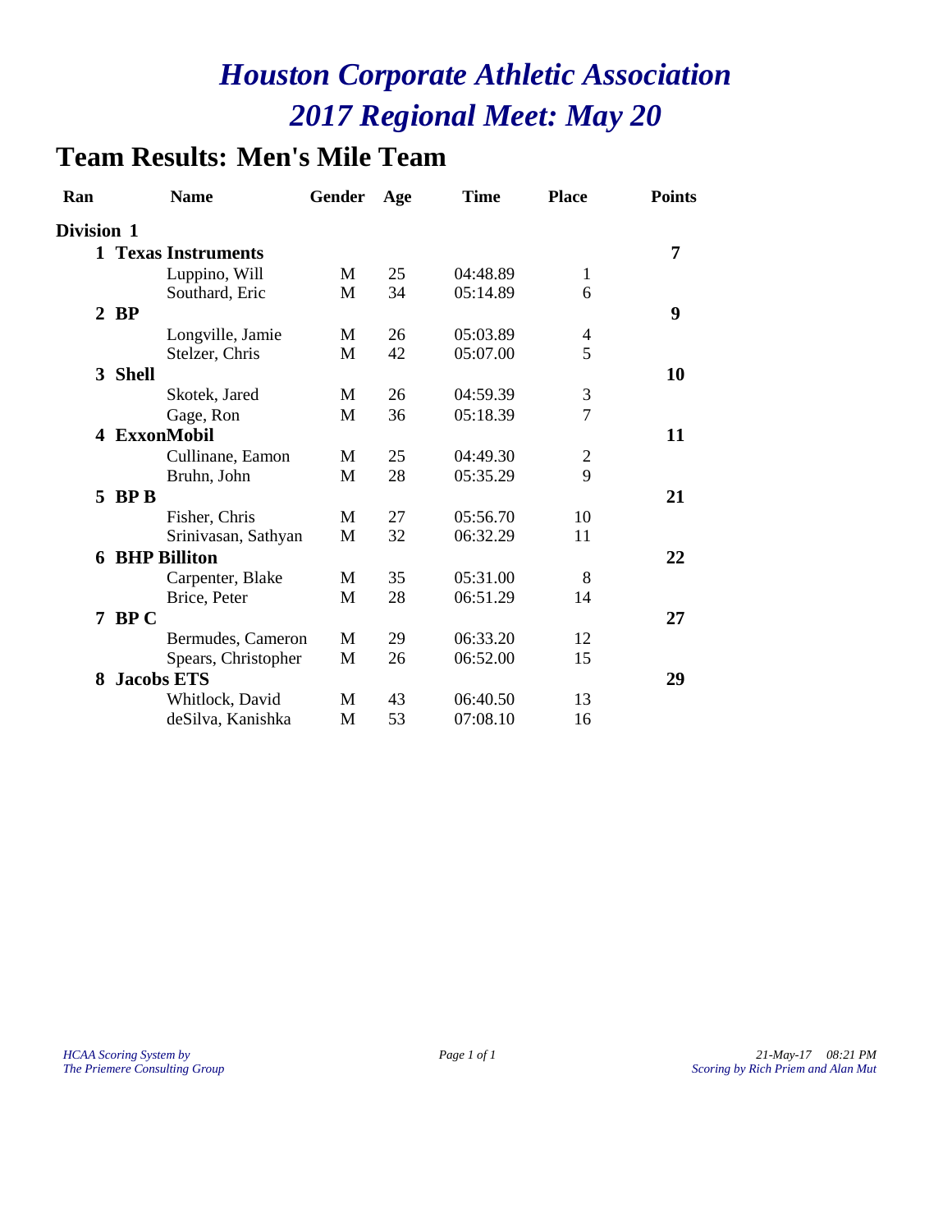# *Houston Corporate Athletic Association*
# *2017 Regional Meet: May 20*

## Team Results: Men's Mile Team

| Ran | Name | Gender | Age | Time | Place | Points |
|---|---|---|---|---|---|---|
| **Division 1** | | | | | | |
| **1** | **Texas Instruments** | | | | | **7** |
| | Luppino, Will | M | 25 | 04:48.89 | 1 | |
| | Southard, Eric | M | 34 | 05:14.89 | 6 | |
| **2** | **BP** | | | | | **9** |
| | Longville, Jamie | M | 26 | 05:03.89 | 4 | |
| | Stelzer, Chris | M | 42 | 05:07.00 | 5 | |
| **3** | **Shell** | | | | | **10** |
| | Skotek, Jared | M | 26 | 04:59.39 | 3 | |
| | Gage, Ron | M | 36 | 05:18.39 | 7 | |
| **4** | **ExxonMobil** | | | | | **11** |
| | Cullinane, Eamon | M | 25 | 04:49.30 | 2 | |
| | Bruhn, John | M | 28 | 05:35.29 | 9 | |
| **5** | **BP B** | | | | | **21** |
| | Fisher, Chris | M | 27 | 05:56.70 | 10 | |
| | Srinivasan, Sathyan | M | 32 | 06:32.29 | 11 | |
| **6** | **BHP Billiton** | | | | | **22** |
| | Carpenter, Blake | M | 35 | 05:31.00 | 8 | |
| | Brice, Peter | M | 28 | 06:51.29 | 14 | |
| **7** | **BP C** | | | | | **27** |
| | Bermudes, Cameron | M | 29 | 06:33.20 | 12 | |
| | Spears, Christopher | M | 26 | 06:52.00 | 15 | |
| **8** | **Jacobs ETS** | | | | | **29** |
| | Whitlock, David | M | 43 | 06:40.50 | 13 | |
| | deSilva, Kanishka | M | 53 | 07:08.10 | 16 | |

*HCAA Scoring System by*
*The Priemere Consulting Group*

*21-May-17 08:21 PM*
*Scoring by Rich Priem and Alan Mut*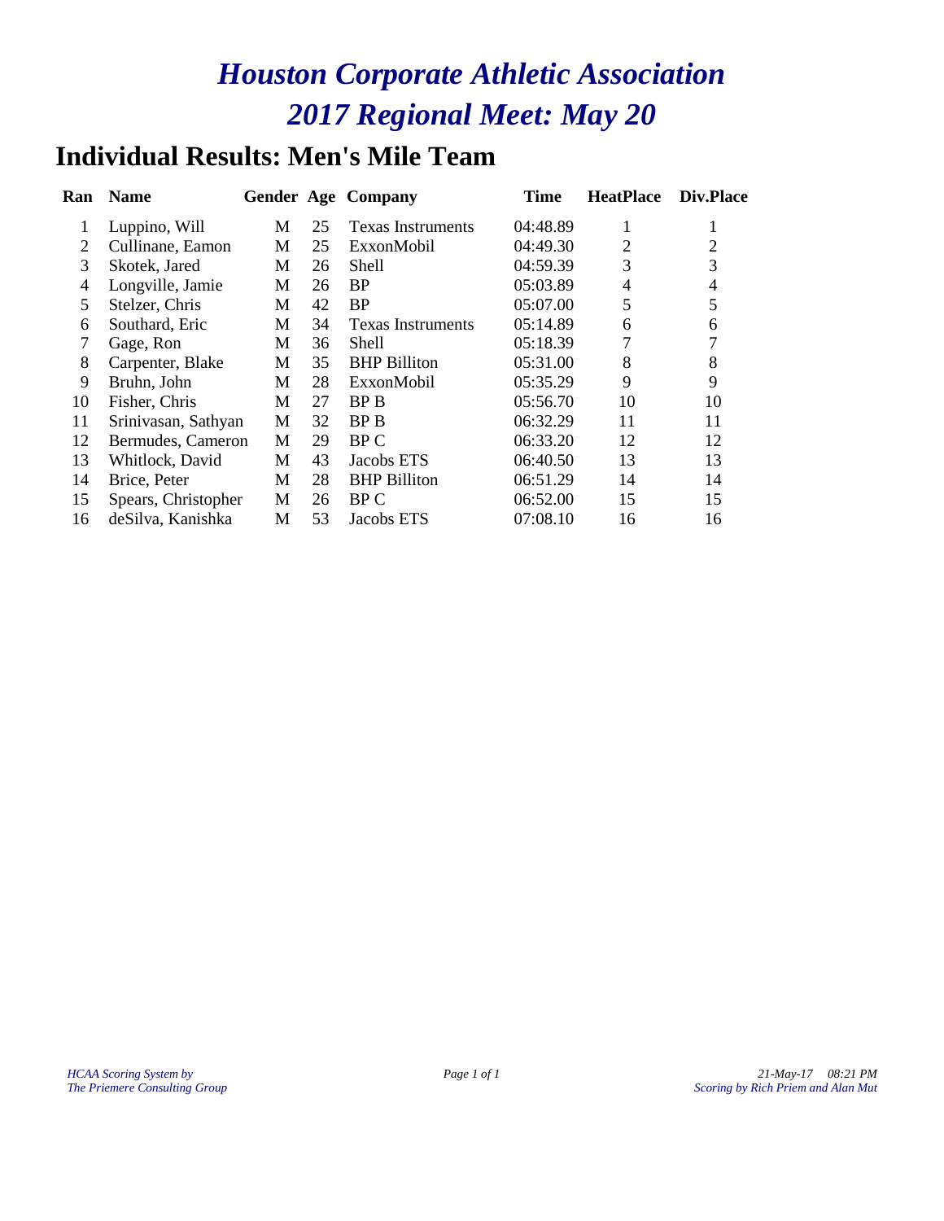# *Houston Corporate Athletic Association*
# *2017 Regional Meet: May 20*

## Individual Results: Men's Mile Team

| Ran | Name | Gender | Age | Company | Time | HeatPlace | Div.Place |
|---|---|---|---|---|---|---|---|
| 1 | Luppino, Will | M | 25 | Texas Instruments | 04:48.89 | 1 | 1 |
| 2 | Cullinane, Eamon | M | 25 | ExxonMobil | 04:49.30 | 2 | 2 |
| 3 | Skotek, Jared | M | 26 | Shell | 04:59.39 | 3 | 3 |
| 4 | Longville, Jamie | M | 26 | BP | 05:03.89 | 4 | 4 |
| 5 | Stelzer, Chris | M | 42 | BP | 05:07.00 | 5 | 5 |
| 6 | Southard, Eric | M | 34 | Texas Instruments | 05:14.89 | 6 | 6 |
| 7 | Gage, Ron | M | 36 | Shell | 05:18.39 | 7 | 7 |
| 8 | Carpenter, Blake | M | 35 | BHP Billiton | 05:31.00 | 8 | 8 |
| 9 | Bruhn, John | M | 28 | ExxonMobil | 05:35.29 | 9 | 9 |
| 10 | Fisher, Chris | M | 27 | BP B | 05:56.70 | 10 | 10 |
| 11 | Srinivasan, Sathyan | M | 32 | BP B | 06:32.29 | 11 | 11 |
| 12 | Bermudes, Cameron | M | 29 | BP C | 06:33.20 | 12 | 12 |
| 13 | Whitlock, David | M | 43 | Jacobs ETS | 06:40.50 | 13 | 13 |
| 14 | Brice, Peter | M | 28 | BHP Billiton | 06:51.29 | 14 | 14 |
| 15 | Spears, Christopher | M | 26 | BP C | 06:52.00 | 15 | 15 |
| 16 | deSilva, Kanishka | M | 53 | Jacobs ETS | 07:08.10 | 16 | 16 |

*HCAA Scoring System by*
*The Priemere Consulting Group*

*21-May-17 08:21 PM*
*Scoring by Rich Priem and Alan Mut*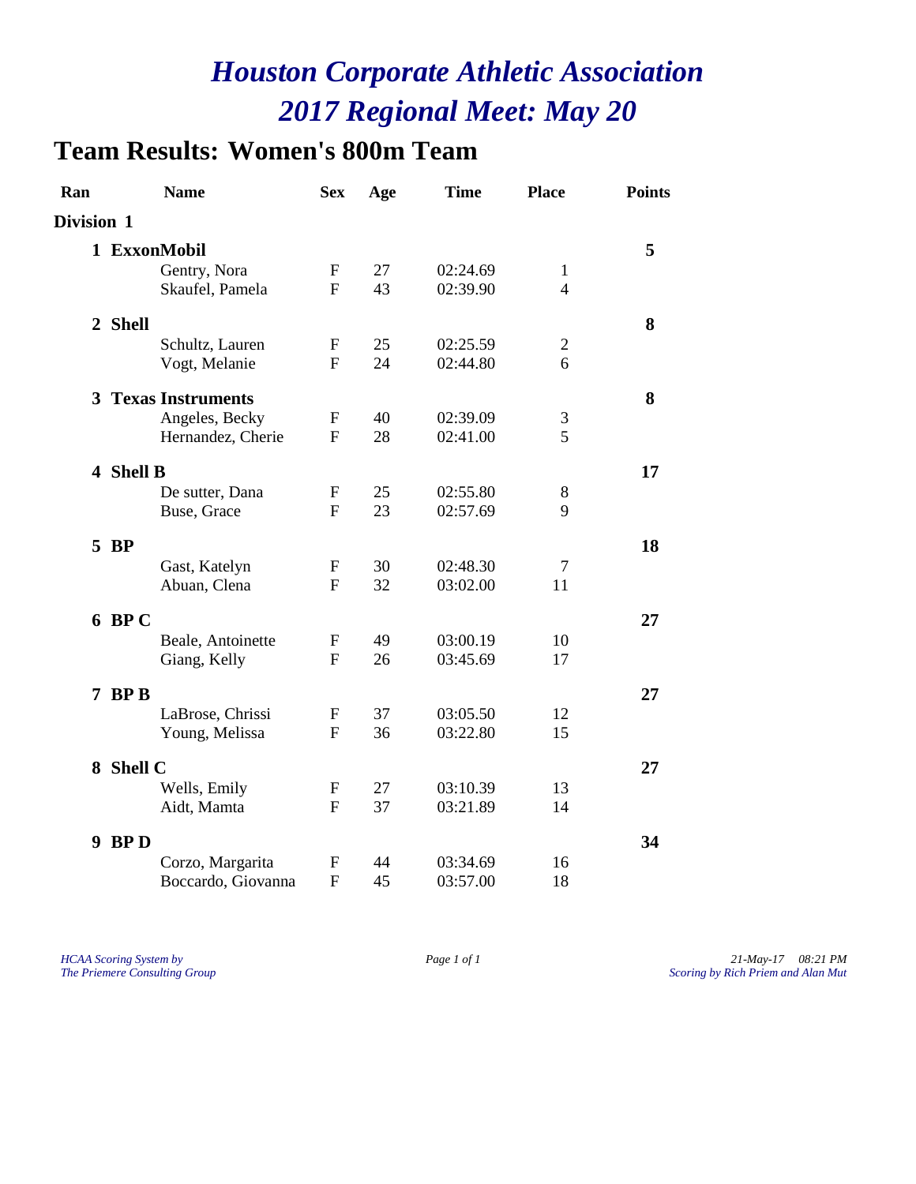# *Houston Corporate Athletic Association*
# *2017 Regional Meet: May 20*

## Team Results: Women's 800m Team

| Ran | Name | Sex | Age | Time | Place | Points |
|---|---|---|---|---|---|---|
| **Division 1** | | | | | | |
| **1** | **ExxonMobil** | | | | | **5** |
| | Gentry, Nora | F | 27 | 02:24.69 | 1 | |
| | Skaufel, Pamela | F | 43 | 02:39.90 | 4 | |
| **2** | **Shell** | | | | | **8** |
| | Schultz, Lauren | F | 25 | 02:25.59 | 2 | |
| | Vogt, Melanie | F | 24 | 02:44.80 | 6 | |
| **3** | **Texas Instruments** | | | | | **8** |
| | Angeles, Becky | F | 40 | 02:39.09 | 3 | |
| | Hernandez, Cherie | F | 28 | 02:41.00 | 5 | |
| **4** | **Shell B** | | | | | **17** |
| | De sutter, Dana | F | 25 | 02:55.80 | 8 | |
| | Buse, Grace | F | 23 | 02:57.69 | 9 | |
| **5** | **BP** | | | | | **18** |
| | Gast, Katelyn | F | 30 | 02:48.30 | 7 | |
| | Abuan, Clena | F | 32 | 03:02.00 | 11 | |
| **6** | **BP C** | | | | | **27** |
| | Beale, Antoinette | F | 49 | 03:00.19 | 10 | |
| | Giang, Kelly | F | 26 | 03:45.69 | 17 | |
| **7** | **BP B** | | | | | **27** |
| | LaBrose, Chrissi | F | 37 | 03:05.50 | 12 | |
| | Young, Melissa | F | 36 | 03:22.80 | 15 | |
| **8** | **Shell C** | | | | | **27** |
| | Wells, Emily | F | 27 | 03:10.39 | 13 | |
| | Aidt, Mamta | F | 37 | 03:21.89 | 14 | |
| **9** | **BP D** | | | | | **34** |
| | Corzo, Margarita | F | 44 | 03:34.69 | 16 | |
| | Boccardo, Giovanna | F | 45 | 03:57.00 | 18 | |

*HCAA Scoring System by*
*The Priemere Consulting Group*

*21-May-17 08:21 PM*
*Scoring by Rich Priem and Alan Mut*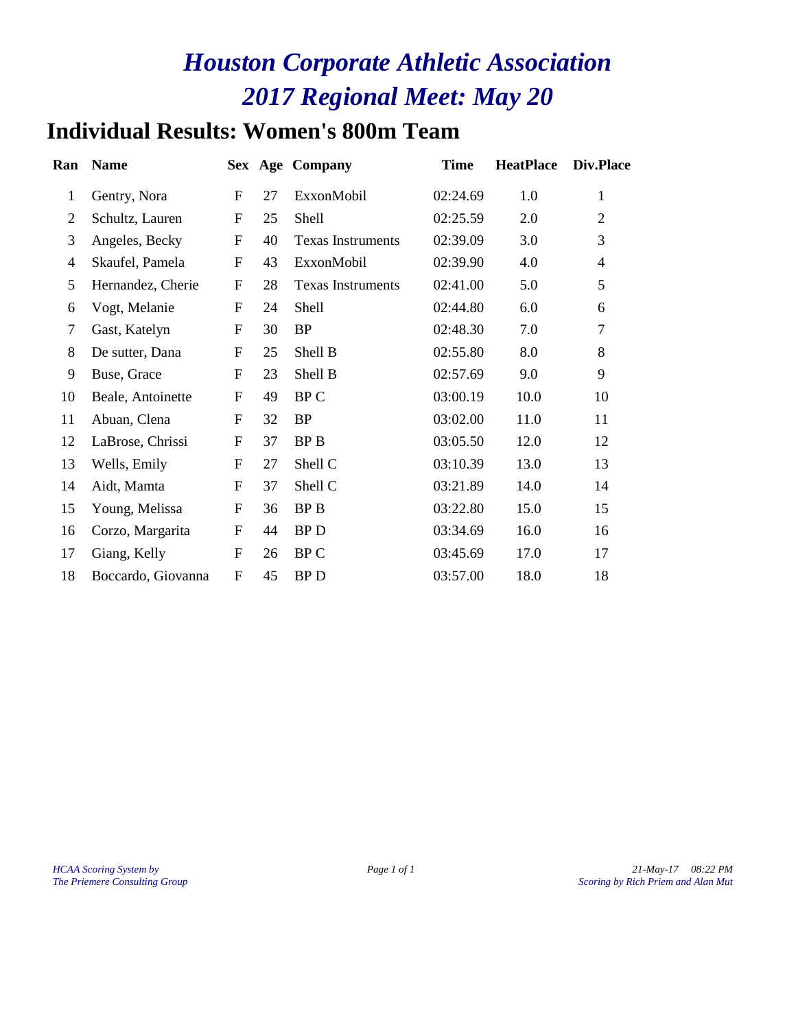# *Houston Corporate Athletic Association*
# *2017 Regional Meet: May 20*

## Individual Results: Women's 800m Team

| Ran | Name | Sex | Age | Company | Time | HeatPlace | Div.Place |
|---|---|---|---|---|---|---|---|
| 1 | Gentry, Nora | F | 27 | ExxonMobil | 02:24.69 | 1.0 | 1 |
| 2 | Schultz, Lauren | F | 25 | Shell | 02:25.59 | 2.0 | 2 |
| 3 | Angeles, Becky | F | 40 | Texas Instruments | 02:39.09 | 3.0 | 3 |
| 4 | Skaufel, Pamela | F | 43 | ExxonMobil | 02:39.90 | 4.0 | 4 |
| 5 | Hernandez, Cherie | F | 28 | Texas Instruments | 02:41.00 | 5.0 | 5 |
| 6 | Vogt, Melanie | F | 24 | Shell | 02:44.80 | 6.0 | 6 |
| 7 | Gast, Katelyn | F | 30 | BP | 02:48.30 | 7.0 | 7 |
| 8 | De sutter, Dana | F | 25 | Shell B | 02:55.80 | 8.0 | 8 |
| 9 | Buse, Grace | F | 23 | Shell B | 02:57.69 | 9.0 | 9 |
| 10 | Beale, Antoinette | F | 49 | BP C | 03:00.19 | 10.0 | 10 |
| 11 | Abuan, Clena | F | 32 | BP | 03:02.00 | 11.0 | 11 |
| 12 | LaBrose, Chrissi | F | 37 | BP B | 03:05.50 | 12.0 | 12 |
| 13 | Wells, Emily | F | 27 | Shell C | 03:10.39 | 13.0 | 13 |
| 14 | Aidt, Mamta | F | 37 | Shell C | 03:21.89 | 14.0 | 14 |
| 15 | Young, Melissa | F | 36 | BP B | 03:22.80 | 15.0 | 15 |
| 16 | Corzo, Margarita | F | 44 | BP D | 03:34.69 | 16.0 | 16 |
| 17 | Giang, Kelly | F | 26 | BP C | 03:45.69 | 17.0 | 17 |
| 18 | Boccardo, Giovanna | F | 45 | BP D | 03:57.00 | 18.0 | 18 |

*HCAA Scoring System by*
*The Priemere Consulting Group*

*21-May-17 08:22 PM*
*Scoring by Rich Priem and Alan Mut*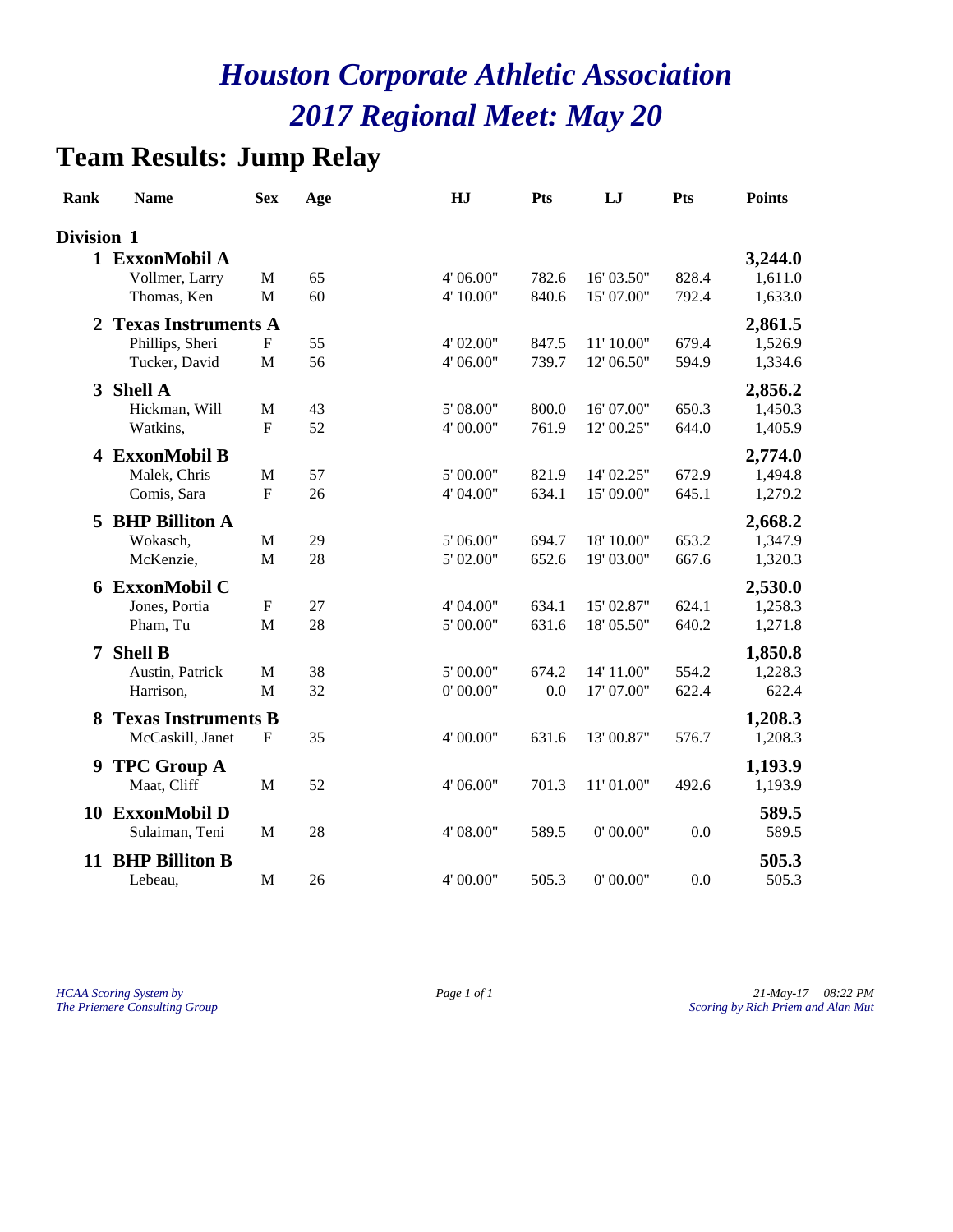# Houston Corporate Athletic Association
# 2017 Regional Meet: May 20

## Team Results: Jump Relay

| Rank | Name | Sex | Age | HJ | Pts | LJ | Pts | Points |
|---|---|---|---|---|---|---|---|---|
| **Division 1** | | | | | | | | |
| **1** | **ExxonMobil A** | | | | | | | **3,244.0** |
| | Vollmer, Larry | M | 65 | 4' 06.00" | 782.6 | 16' 03.50" | 828.4 | 1,611.0 |
| | Thomas, Ken | M | 60 | 4' 10.00" | 840.6 | 15' 07.00" | 792.4 | 1,633.0 |
| **2** | **Texas Instruments A** | | | | | | | **2,861.5** |
| | Phillips, Sheri | F | 55 | 4' 02.00" | 847.5 | 11' 10.00" | 679.4 | 1,526.9 |
| | Tucker, David | M | 56 | 4' 06.00" | 739.7 | 12' 06.50" | 594.9 | 1,334.6 |
| **3** | **Shell A** | | | | | | | **2,856.2** |
| | Hickman, Will | M | 43 | 5' 08.00" | 800.0 | 16' 07.00" | 650.3 | 1,450.3 |
| | Watkins, | F | 52 | 4' 00.00" | 761.9 | 12' 00.25" | 644.0 | 1,405.9 |
| **4** | **ExxonMobil B** | | | | | | | **2,774.0** |
| | Malek, Chris | M | 57 | 5' 00.00" | 821.9 | 14' 02.25" | 672.9 | 1,494.8 |
| | Comis, Sara | F | 26 | 4' 04.00" | 634.1 | 15' 09.00" | 645.1 | 1,279.2 |
| **5** | **BHP Billiton A** | | | | | | | **2,668.2** |
| | Wokasch, | M | 29 | 5' 06.00" | 694.7 | 18' 10.00" | 653.2 | 1,347.9 |
| | McKenzie, | M | 28 | 5' 02.00" | 652.6 | 19' 03.00" | 667.6 | 1,320.3 |
| **6** | **ExxonMobil C** | | | | | | | **2,530.0** |
| | Jones, Portia | F | 27 | 4' 04.00" | 634.1 | 15' 02.87" | 624.1 | 1,258.3 |
| | Pham, Tu | M | 28 | 5' 00.00" | 631.6 | 18' 05.50" | 640.2 | 1,271.8 |
| **7** | **Shell B** | | | | | | | **1,850.8** |
| | Austin, Patrick | M | 38 | 5' 00.00" | 674.2 | 14' 11.00" | 554.2 | 1,228.3 |
| | Harrison, | M | 32 | 0' 00.00" | 0.0 | 17' 07.00" | 622.4 | 622.4 |
| **8** | **Texas Instruments B** | | | | | | | **1,208.3** |
| | McCaskill, Janet | F | 35 | 4' 00.00" | 631.6 | 13' 00.87" | 576.7 | 1,208.3 |
| **9** | **TPC Group A** | | | | | | | **1,193.9** |
| | Maat, Cliff | M | 52 | 4' 06.00" | 701.3 | 11' 01.00" | 492.6 | 1,193.9 |
| **10** | **ExxonMobil D** | | | | | | | **589.5** |
| | Sulaiman, Teni | M | 28 | 4' 08.00" | 589.5 | 0' 00.00" | 0.0 | 589.5 |
| **11** | **BHP Billiton B** | | | | | | | **505.3** |
| | Lebeau, | M | 26 | 4' 00.00" | 505.3 | 0' 00.00" | 0.0 | 505.3 |

*HCAA Scoring System by*
*The Priemere Consulting Group*

*21-May-17 08:22 PM*
*Scoring by Rich Priem and Alan Mut*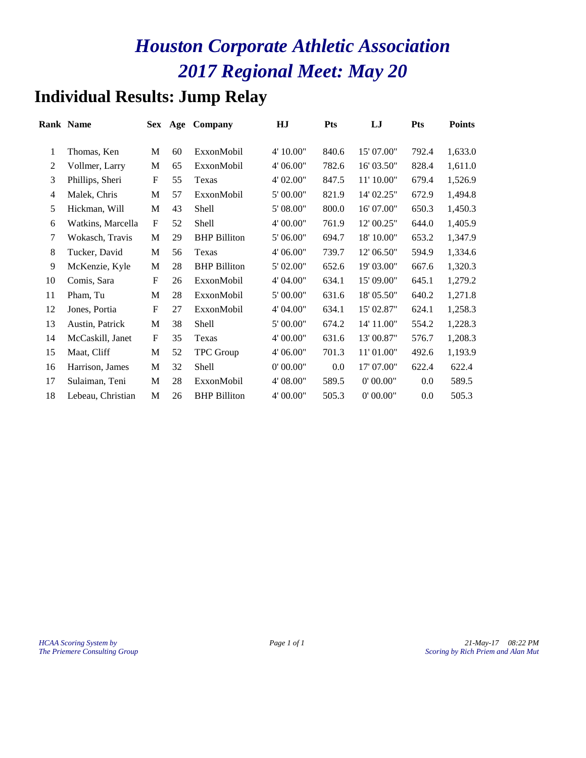# *Houston Corporate Athletic Association*
# *2017 Regional Meet: May 20*

## Individual Results: Jump Relay

| Rank | Name | Sex | Age | Company | HJ | Pts | LJ | Pts | Points |
|---|---|---|---|---|---|---|---|---|---|
| 1 | Thomas, Ken | M | 60 | ExxonMobil | 4' 10.00" | 840.6 | 15' 07.00" | 792.4 | 1,633.0 |
| 2 | Vollmer, Larry | M | 65 | ExxonMobil | 4' 06.00" | 782.6 | 16' 03.50" | 828.4 | 1,611.0 |
| 3 | Phillips, Sheri | F | 55 | Texas | 4' 02.00" | 847.5 | 11' 10.00" | 679.4 | 1,526.9 |
| 4 | Malek, Chris | M | 57 | ExxonMobil | 5' 00.00" | 821.9 | 14' 02.25" | 672.9 | 1,494.8 |
| 5 | Hickman, Will | M | 43 | Shell | 5' 08.00" | 800.0 | 16' 07.00" | 650.3 | 1,450.3 |
| 6 | Watkins, Marcella | F | 52 | Shell | 4' 00.00" | 761.9 | 12' 00.25" | 644.0 | 1,405.9 |
| 7 | Wokasch, Travis | M | 29 | BHP Billiton | 5' 06.00" | 694.7 | 18' 10.00" | 653.2 | 1,347.9 |
| 8 | Tucker, David | M | 56 | Texas | 4' 06.00" | 739.7 | 12' 06.50" | 594.9 | 1,334.6 |
| 9 | McKenzie, Kyle | M | 28 | BHP Billiton | 5' 02.00" | 652.6 | 19' 03.00" | 667.6 | 1,320.3 |
| 10 | Comis, Sara | F | 26 | ExxonMobil | 4' 04.00" | 634.1 | 15' 09.00" | 645.1 | 1,279.2 |
| 11 | Pham, Tu | M | 28 | ExxonMobil | 5' 00.00" | 631.6 | 18' 05.50" | 640.2 | 1,271.8 |
| 12 | Jones, Portia | F | 27 | ExxonMobil | 4' 04.00" | 634.1 | 15' 02.87" | 624.1 | 1,258.3 |
| 13 | Austin, Patrick | M | 38 | Shell | 5' 00.00" | 674.2 | 14' 11.00" | 554.2 | 1,228.3 |
| 14 | McCaskill, Janet | F | 35 | Texas | 4' 00.00" | 631.6 | 13' 00.87" | 576.7 | 1,208.3 |
| 15 | Maat, Cliff | M | 52 | TPC Group | 4' 06.00" | 701.3 | 11' 01.00" | 492.6 | 1,193.9 |
| 16 | Harrison, James | M | 32 | Shell | 0' 00.00" | 0.0 | 17' 07.00" | 622.4 | 622.4 |
| 17 | Sulaiman, Teni | M | 28 | ExxonMobil | 4' 08.00" | 589.5 | 0' 00.00" | 0.0 | 589.5 |
| 18 | Lebeau, Christian | M | 26 | BHP Billiton | 4' 00.00" | 505.3 | 0' 00.00" | 0.0 | 505.3 |

*HCAA Scoring System by*
*The Priemere Consulting Group*

*21-May-17 08:22 PM*
*Scoring by Rich Priem and Alan Mut*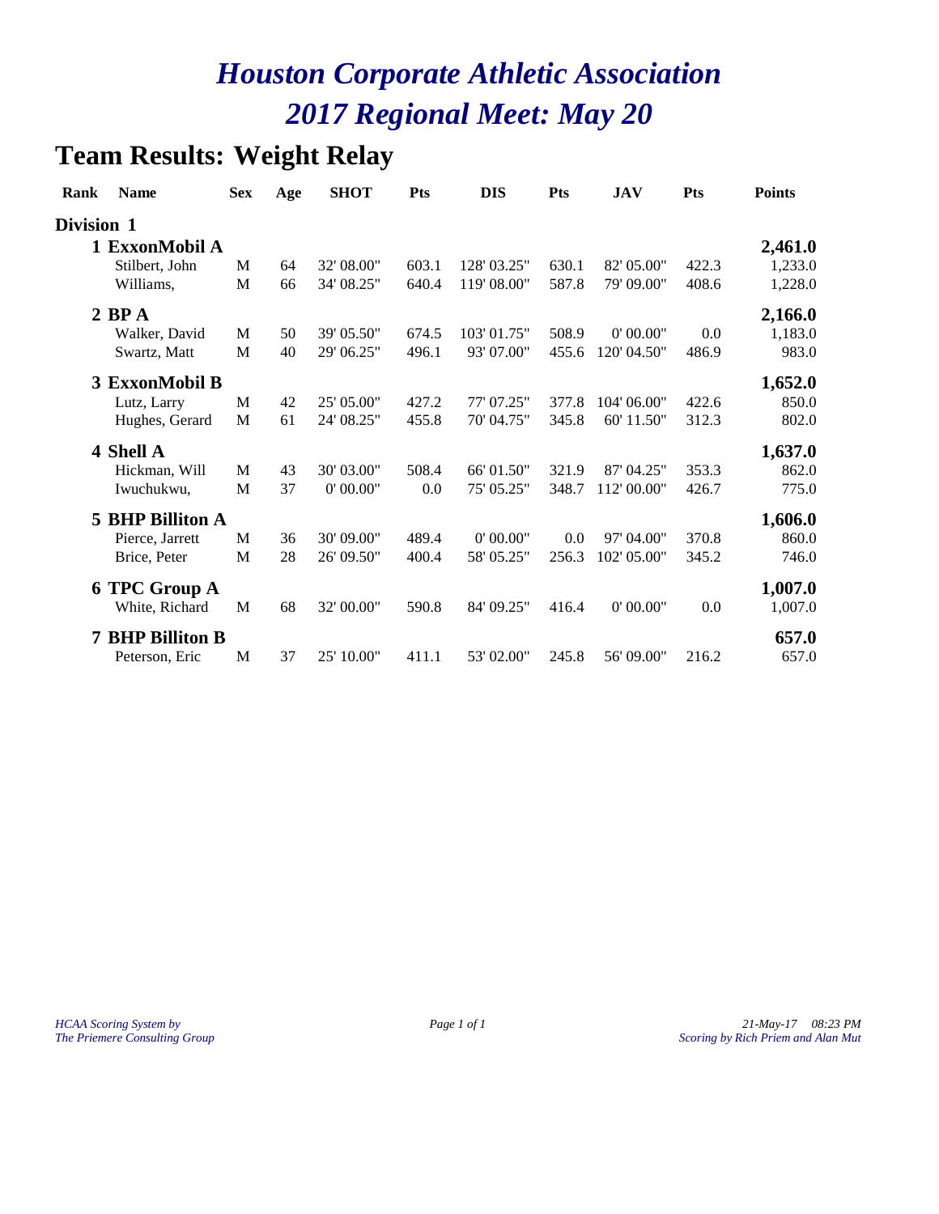# Houston Corporate Athletic Association
# 2017 Regional Meet: May 20

## Team Results: Weight Relay

| Rank | Name | Sex | Age | SHOT | Pts | DIS | Pts | JAV | Pts | Points |
|---|---|---|---|---|---|---|---|---|---|---|
| **Division 1** | | | | | | | | | | |
| **1** | **ExxonMobil A** | | | | | | | | | **2,461.0** |
| | Stilbert, John | M | 64 | 32' 08.00" | 603.1 | 128' 03.25" | 630.1 | 82' 05.00" | 422.3 | 1,233.0 |
| | Williams, | M | 66 | 34' 08.25" | 640.4 | 119' 08.00" | 587.8 | 79' 09.00" | 408.6 | 1,228.0 |
| **2** | **BP A** | | | | | | | | | **2,166.0** |
| | Walker, David | M | 50 | 39' 05.50" | 674.5 | 103' 01.75" | 508.9 | 0' 00.00" | 0.0 | 1,183.0 |
| | Swartz, Matt | M | 40 | 29' 06.25" | 496.1 | 93' 07.00" | 455.6 | 120' 04.50" | 486.9 | 983.0 |
| **3** | **ExxonMobil B** | | | | | | | | | **1,652.0** |
| | Lutz, Larry | M | 42 | 25' 05.00" | 427.2 | 77' 07.25" | 377.8 | 104' 06.00" | 422.6 | 850.0 |
| | Hughes, Gerard | M | 61 | 24' 08.25" | 455.8 | 70' 04.75" | 345.8 | 60' 11.50" | 312.3 | 802.0 |
| **4** | **Shell A** | | | | | | | | | **1,637.0** |
| | Hickman, Will | M | 43 | 30' 03.00" | 508.4 | 66' 01.50" | 321.9 | 87' 04.25" | 353.3 | 862.0 |
| | Iwuchukwu, | M | 37 | 0' 00.00" | 0.0 | 75' 05.25" | 348.7 | 112' 00.00" | 426.7 | 775.0 |
| **5** | **BHP Billiton A** | | | | | | | | | **1,606.0** |
| | Pierce, Jarrett | M | 36 | 30' 09.00" | 489.4 | 0' 00.00" | 0.0 | 97' 04.00" | 370.8 | 860.0 |
| | Brice, Peter | M | 28 | 26' 09.50" | 400.4 | 58' 05.25" | 256.3 | 102' 05.00" | 345.2 | 746.0 |
| **6** | **TPC Group A** | | | | | | | | | **1,007.0** |
| | White, Richard | M | 68 | 32' 00.00" | 590.8 | 84' 09.25" | 416.4 | 0' 00.00" | 0.0 | 1,007.0 |
| **7** | **BHP Billiton B** | | | | | | | | | **657.0** |
| | Peterson, Eric | M | 37 | 25' 10.00" | 411.1 | 53' 02.00" | 245.8 | 56' 09.00" | 216.2 | 657.0 |

*HCAA Scoring System by The Priemere Consulting Group*

*21-May-17 08:23 PM Scoring by Rich Priem and Alan Mut*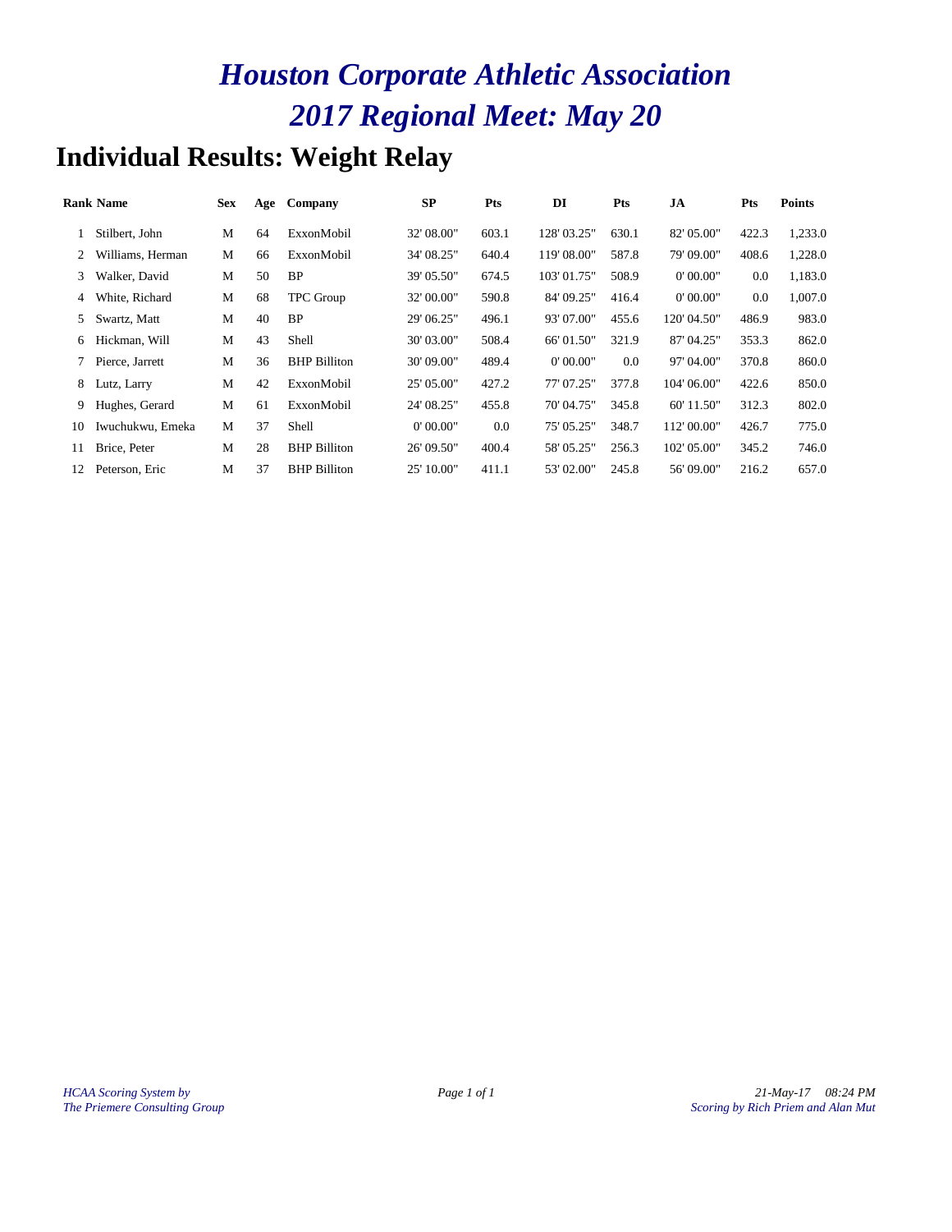# Houston Corporate Athletic Association

# 2017 Regional Meet: May 20

## Individual Results: Weight Relay

| Rank | Name | Sex | Age | Company | SP | Pts | DI | Pts | JA | Pts | Points |
|---|---|---|---|---|---|---|---|---|---|---|---|
| 1 | Stilbert, John | M | 64 | ExxonMobil | 32' 08.00" | 603.1 | 128' 03.25" | 630.1 | 82' 05.00" | 422.3 | 1,233.0 |
| 2 | Williams, Herman | M | 66 | ExxonMobil | 34' 08.25" | 640.4 | 119' 08.00" | 587.8 | 79' 09.00" | 408.6 | 1,228.0 |
| 3 | Walker, David | M | 50 | BP | 39' 05.50" | 674.5 | 103' 01.75" | 508.9 | 0' 00.00" | 0.0 | 1,183.0 |
| 4 | White, Richard | M | 68 | TPC Group | 32' 00.00" | 590.8 | 84' 09.25" | 416.4 | 0' 00.00" | 0.0 | 1,007.0 |
| 5 | Swartz, Matt | M | 40 | BP | 29' 06.25" | 496.1 | 93' 07.00" | 455.6 | 120' 04.50" | 486.9 | 983.0 |
| 6 | Hickman, Will | M | 43 | Shell | 30' 03.00" | 508.4 | 66' 01.50" | 321.9 | 87' 04.25" | 353.3 | 862.0 |
| 7 | Pierce, Jarrett | M | 36 | BHP Billiton | 30' 09.00" | 489.4 | 0' 00.00" | 0.0 | 97' 04.00" | 370.8 | 860.0 |
| 8 | Lutz, Larry | M | 42 | ExxonMobil | 25' 05.00" | 427.2 | 77' 07.25" | 377.8 | 104' 06.00" | 422.6 | 850.0 |
| 9 | Hughes, Gerard | M | 61 | ExxonMobil | 24' 08.25" | 455.8 | 70' 04.75" | 345.8 | 60' 11.50" | 312.3 | 802.0 |
| 10 | Iwuchukwu, Emeka | M | 37 | Shell | 0' 00.00" | 0.0 | 75' 05.25" | 348.7 | 112' 00.00" | 426.7 | 775.0 |
| 11 | Brice, Peter | M | 28 | BHP Billiton | 26' 09.50" | 400.4 | 58' 05.25" | 256.3 | 102' 05.00" | 345.2 | 746.0 |
| 12 | Peterson, Eric | M | 37 | BHP Billiton | 25' 10.00" | 411.1 | 53' 02.00" | 245.8 | 56' 09.00" | 216.2 | 657.0 |

*HCAA Scoring System by*
*The Priemere Consulting Group*

*21-May-17 08:24 PM*
*Scoring by Rich Priem and Alan Mut*